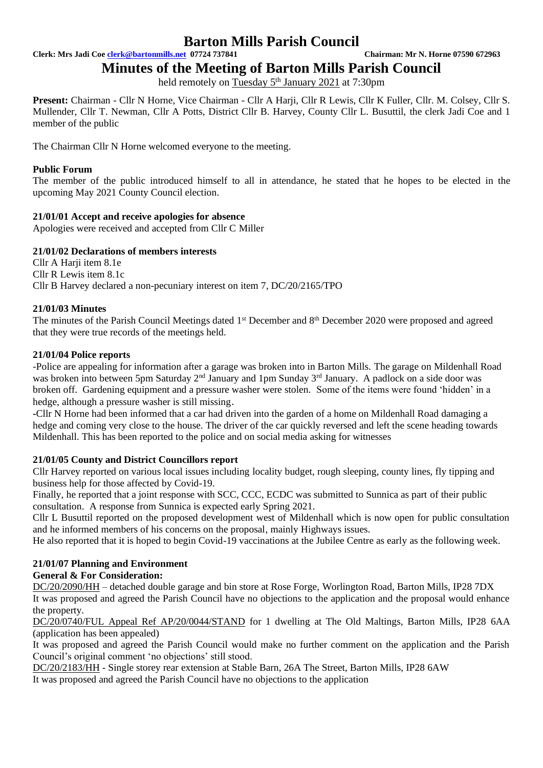# Barton Mills Parish Council

**Clerk: Mrs Jadi Coe clerk@bartonmills.net 07724 737841** **Chairman: Mr N. Horne 07590 672963**

## Minutes of the Meeting of Barton Mills Parish Council

held remotely on Tuesday 5th January 2021 at 7:30pm

**Present:** Chairman - Cllr N Horne, Vice Chairman - Cllr A Harji, Cllr R Lewis, Cllr K Fuller, Cllr. M. Colsey, Cllr S. Mullender, Cllr T. Newman, Cllr A Potts, District Cllr B. Harvey, County Cllr L. Busuttil, the clerk Jadi Coe and 1 member of the public

The Chairman Cllr N Horne welcomed everyone to the meeting.

### Public Forum

The member of the public introduced himself to all in attendance, he stated that he hopes to be elected in the upcoming May 2021 County Council election.

### 21/01/01 Accept and receive apologies for absence

Apologies were received and accepted from Cllr C Miller

### 21/01/02 Declarations of members interests

Cllr A Harji item 8.1e
Cllr R Lewis item 8.1c
Cllr B Harvey declared a non-pecuniary interest on item 7, DC/20/2165/TPO

### 21/01/03 Minutes

The minutes of the Parish Council Meetings dated 1st December and 8th December 2020 were proposed and agreed that they were true records of the meetings held.

### 21/01/04 Police reports

-Police are appealing for information after a garage was broken into in Barton Mills. The garage on Mildenhall Road was broken into between 5pm Saturday 2nd January and 1pm Sunday 3rd January. A padlock on a side door was broken off. Gardening equipment and a pressure washer were stolen. Some of the items were found 'hidden' in a hedge, although a pressure washer is still missing.

-Cllr N Horne had been informed that a car had driven into the garden of a home on Mildenhall Road damaging a hedge and coming very close to the house. The driver of the car quickly reversed and left the scene heading towards Mildenhall. This has been reported to the police and on social media asking for witnesses

### 21/01/05 County and District Councillors report

Cllr Harvey reported on various local issues including locality budget, rough sleeping, county lines, fly tipping and business help for those affected by Covid-19.

Finally, he reported that a joint response with SCC, CCC, ECDC was submitted to Sunnica as part of their public consultation. A response from Sunnica is expected early Spring 2021.

Cllr L Busuttil reported on the proposed development west of Mildenhall which is now open for public consultation and he informed members of his concerns on the proposal, mainly Highways issues.

He also reported that it is hoped to begin Covid-19 vaccinations at the Jubilee Centre as early as the following week.

### 21/01/07 Planning and Environment

**General & For Consideration:**

DC/20/2090/HH – detached double garage and bin store at Rose Forge, Worlington Road, Barton Mills, IP28 7DX
It was proposed and agreed the Parish Council have no objections to the application and the proposal would enhance the property.

DC/20/0740/FUL Appeal Ref AP/20/0044/STAND for 1 dwelling at The Old Maltings, Barton Mills, IP28 6AA (application has been appealed)
It was proposed and agreed the Parish Council would make no further comment on the application and the Parish Council's original comment 'no objections' still stood.

DC/20/2183/HH - Single storey rear extension at Stable Barn, 26A The Street, Barton Mills, IP28 6AW
It was proposed and agreed the Parish Council have no objections to the application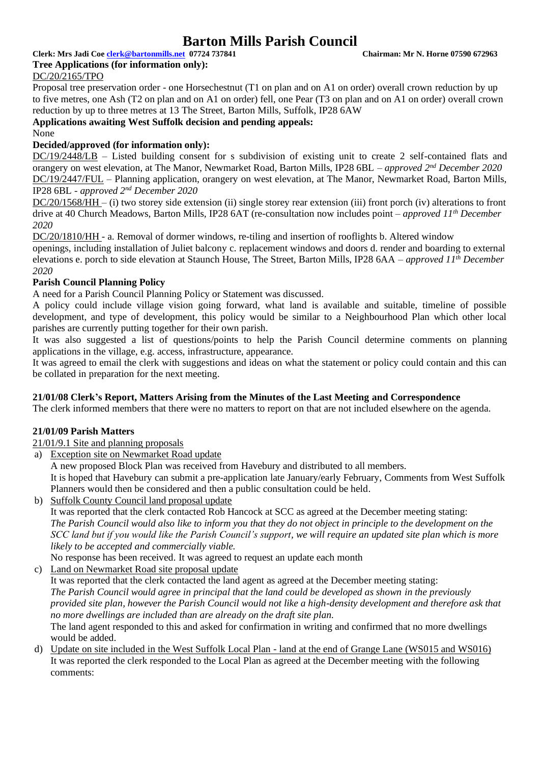# Barton Mills Parish Council

**Clerk: Mrs Jadi Coe clerk@bartonmills.net 07724 737841** **Chairman: Mr N. Horne 07590 672963**

**Tree Applications (for information only):**

DC/20/2165/TPO

Proposal tree preservation order - one Horsechestnut (T1 on plan and on A1 on order) overall crown reduction by up to five metres, one Ash (T2 on plan and on A1 on order) fell, one Pear (T3 on plan and on A1 on order) overall crown reduction by up to three metres at 13 The Street, Barton Mills, Suffolk, IP28 6AW

**Applications awaiting West Suffolk decision and pending appeals:**

None

**Decided/approved (for information only):**

DC/19/2448/LB – Listed building consent for s subdivision of existing unit to create 2 self-contained flats and orangery on west elevation, at The Manor, Newmarket Road, Barton Mills, IP28 6BL – *approved 2nd December 2020*

DC/19/2447/FUL – Planning application, orangery on west elevation, at The Manor, Newmarket Road, Barton Mills, IP28 6BL - *approved 2nd December 2020*

DC/20/1568/HH – (i) two storey side extension (ii) single storey rear extension (iii) front porch (iv) alterations to front drive at 40 Church Meadows, Barton Mills, IP28 6AT (re-consultation now includes point – *approved 11th December 2020*

DC/20/1810/HH - a. Removal of dormer windows, re-tiling and insertion of rooflights b. Altered window openings, including installation of Juliet balcony c. replacement windows and doors d. render and boarding to external elevations e. porch to side elevation at Staunch House, The Street, Barton Mills, IP28 6AA – *approved 11th December 2020*

**Parish Council Planning Policy**

A need for a Parish Council Planning Policy or Statement was discussed.

A policy could include village vision going forward, what land is available and suitable, timeline of possible development, and type of development, this policy would be similar to a Neighbourhood Plan which other local parishes are currently putting together for their own parish.

It was also suggested a list of questions/points to help the Parish Council determine comments on planning applications in the village, e.g. access, infrastructure, appearance.

It was agreed to email the clerk with suggestions and ideas on what the statement or policy could contain and this can be collated in preparation for the next meeting.

### 21/01/08 Clerk's Report, Matters Arising from the Minutes of the Last Meeting and Correspondence

The clerk informed members that there were no matters to report on that are not included elsewhere on the agenda.

### 21/01/09 Parish Matters

21/01/9.1 Site and planning proposals

a) Exception site on Newmarket Road update

   A new proposed Block Plan was received from Havebury and distributed to all members.
   It is hoped that Havebury can submit a pre-application late January/early February, Comments from West Suffolk Planners would then be considered and then a public consultation could be held.

b) Suffolk County Council land proposal update

   It was reported that the clerk contacted Rob Hancock at SCC as agreed at the December meeting stating:
   *The Parish Council would also like to inform you that they do not object in principle to the development on the SCC land but if you would like the Parish Council's support, we will require an updated site plan which is more likely to be accepted and commercially viable.*
   No response has been received. It was agreed to request an update each month

c) Land on Newmarket Road site proposal update

   It was reported that the clerk contacted the land agent as agreed at the December meeting stating:
   *The Parish Council would agree in principal that the land could be developed as shown in the previously provided site plan, however the Parish Council would not like a high-density development and therefore ask that no more dwellings are included than are already on the draft site plan.*
   The land agent responded to this and asked for confirmation in writing and confirmed that no more dwellings would be added.

d) Update on site included in the West Suffolk Local Plan - land at the end of Grange Lane (WS015 and WS016)

   It was reported the clerk responded to the Local Plan as agreed at the December meeting with the following comments: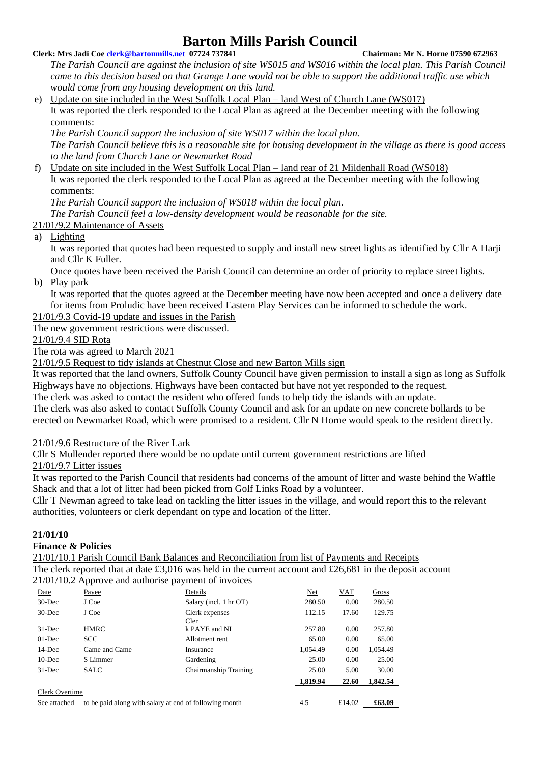*The Parish Council are against the inclusion of site WS015 and WS016 within the local plan. This Parish Council came to this decision based on that Grange Lane would not be able to support the additional traffic use which would come from any housing development on this land.*

e) Update on site included in the West Suffolk Local Plan – land West of Church Lane (WS017)
It was reported the clerk responded to the Local Plan as agreed at the December meeting with the following comments:
*The Parish Council support the inclusion of site WS017 within the local plan.*
*The Parish Council believe this is a reasonable site for housing development in the village as there is good access to the land from Church Lane or Newmarket Road*

f) Update on site included in the West Suffolk Local Plan – land rear of 21 Mildenhall Road (WS018)
It was reported the clerk responded to the Local Plan as agreed at the December meeting with the following comments:
*The Parish Council support the inclusion of WS018 within the local plan.*
*The Parish Council feel a low-density development would be reasonable for the site.*

21/01/9.2 Maintenance of Assets

a) Lighting
It was reported that quotes had been requested to supply and install new street lights as identified by Cllr A Harji and Cllr K Fuller.
Once quotes have been received the Parish Council can determine an order of priority to replace street lights.

b) Play park
It was reported that the quotes agreed at the December meeting have now been accepted and once a delivery date for items from Proludic have been received Eastern Play Services can be informed to schedule the work.

21/01/9.3 Covid-19 update and issues in the Parish

The new government restrictions were discussed.

21/01/9.4 SID Rota

The rota was agreed to March 2021

21/01/9.5 Request to tidy islands at Chestnut Close and new Barton Mills sign

It was reported that the land owners, Suffolk County Council have given permission to install a sign as long as Suffolk Highways have no objections. Highways have been contacted but have not yet responded to the request.
The clerk was asked to contact the resident who offered funds to help tidy the islands with an update.
The clerk was also asked to contact Suffolk County Council and ask for an update on new concrete bollards to be erected on Newmarket Road, which were promised to a resident. Cllr N Horne would speak to the resident directly.

21/01/9.6 Restructure of the River Lark

Cllr S Mullender reported there would be no update until current government restrictions are lifted

21/01/9.7 Litter issues

It was reported to the Parish Council that residents had concerns of the amount of litter and waste behind the Waffle Shack and that a lot of litter had been picked from Golf Links Road by a volunteer.
Cllr T Newman agreed to take lead on tackling the litter issues in the village, and would report this to the relevant authorities, volunteers or clerk dependant on type and location of the litter.

**21/01/10**

**Finance & Policies**

21/01/10.1 Parish Council Bank Balances and Reconciliation from list of Payments and Receipts

The clerk reported that at date £3,016 was held in the current account and £26,681 in the deposit account

21/01/10.2 Approve and authorise payment of invoices

| Date | Payee | Details | Net | VAT | Gross |
|---|---|---|---|---|---|
| 30-Dec | J Coe | Salary (incl. 1 hr OT) | 280.50 | 0.00 | 280.50 |
| 30-Dec | J Coe | Clerk expenses | 112.15 | 17.60 | 129.75 |
| 31-Dec | HMRC | Clerk PAYE and NI | 257.80 | 0.00 | 257.80 |
| 01-Dec | SCC | Allotment rent | 65.00 | 0.00 | 65.00 |
| 14-Dec | Came and Came | Insurance | 1,054.49 | 0.00 | 1,054.49 |
| 10-Dec | S Limmer | Gardening | 25.00 | 0.00 | 25.00 |
| 31-Dec | SALC | Chairmanship Training | 25.00 | 5.00 | 30.00 |
| | | | **1,819.94** | **22.60** | **1,842.54** |
| Clerk Overtime | | | | | |
| See attached | to be paid along with salary at end of following month | | 4.5 | £14.02 | **£63.09** |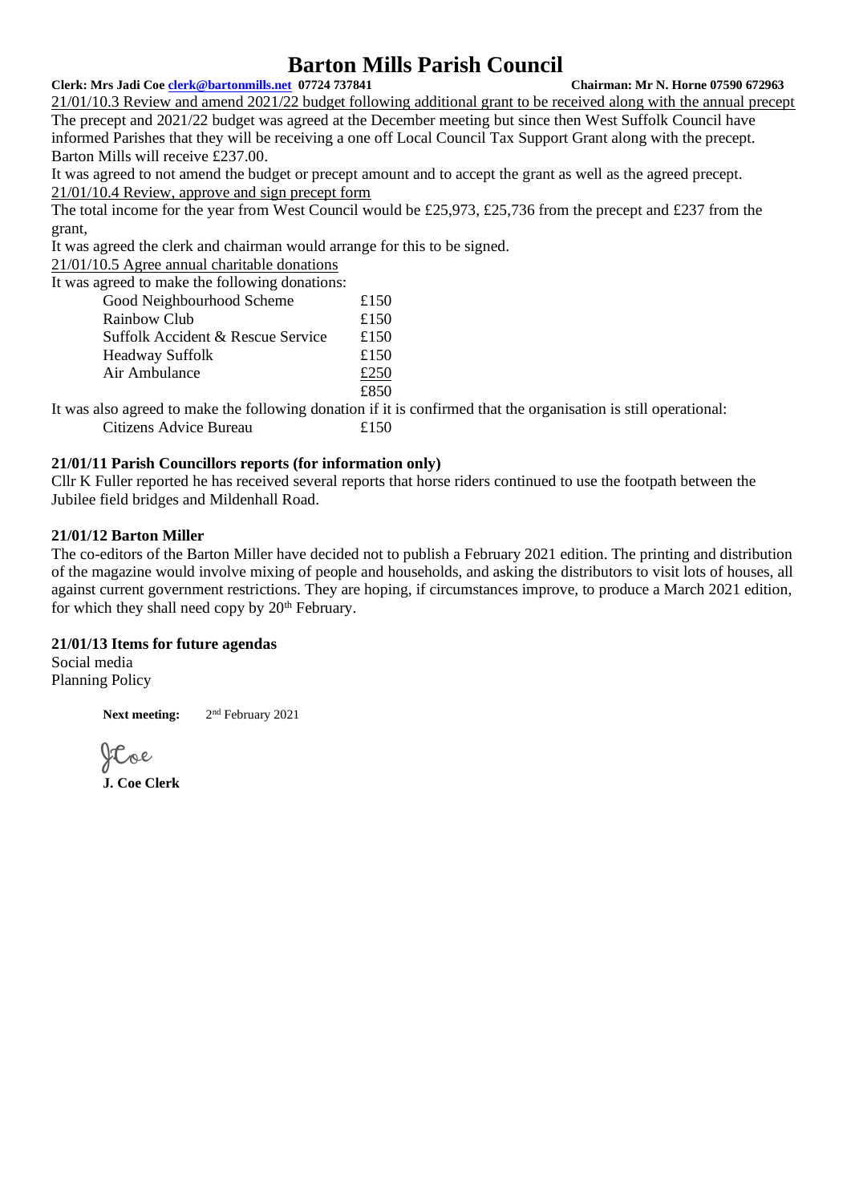# Barton Mills Parish Council

**Clerk: Mrs Jadi Coe clerk@bartonmills.net 07724 737841** **Chairman: Mr N. Horne 07590 672963**

21/01/10.3 Review and amend 2021/22 budget following additional grant to be received along with the annual precept

The precept and 2021/22 budget was agreed at the December meeting but since then West Suffolk Council have informed Parishes that they will be receiving a one off Local Council Tax Support Grant along with the precept. Barton Mills will receive £237.00.

It was agreed to not amend the budget or precept amount and to accept the grant as well as the agreed precept.

21/01/10.4 Review, approve and sign precept form

The total income for the year from West Council would be £25,973, £25,736 from the precept and £237 from the grant,

It was agreed the clerk and chairman would arrange for this to be signed.

21/01/10.5 Agree annual charitable donations

It was agreed to make the following donations:

| | |
|---|---|
| Good Neighbourhood Scheme | £150 |
| Rainbow Club | £150 |
| Suffolk Accident & Rescue Service | £150 |
| Headway Suffolk | £150 |
| Air Ambulance | £250 |
| | £850 |

It was also agreed to make the following donation if it is confirmed that the organisation is still operational:

| | |
|---|---|
| Citizens Advice Bureau | £150 |

**21/01/11 Parish Councillors reports (for information only)**

Cllr K Fuller reported he has received several reports that horse riders continued to use the footpath between the Jubilee field bridges and Mildenhall Road.

**21/01/12 Barton Miller**

The co-editors of the Barton Miller have decided not to publish a February 2021 edition. The printing and distribution of the magazine would involve mixing of people and households, and asking the distributors to visit lots of houses, all against current government restrictions. They are hoping, if circumstances improve, to produce a March 2021 edition, for which they shall need copy by 20th February.

**21/01/13 Items for future agendas**

Social media
Planning Policy

**Next meeting:** 2nd February 2021

JCoe

**J. Coe Clerk**